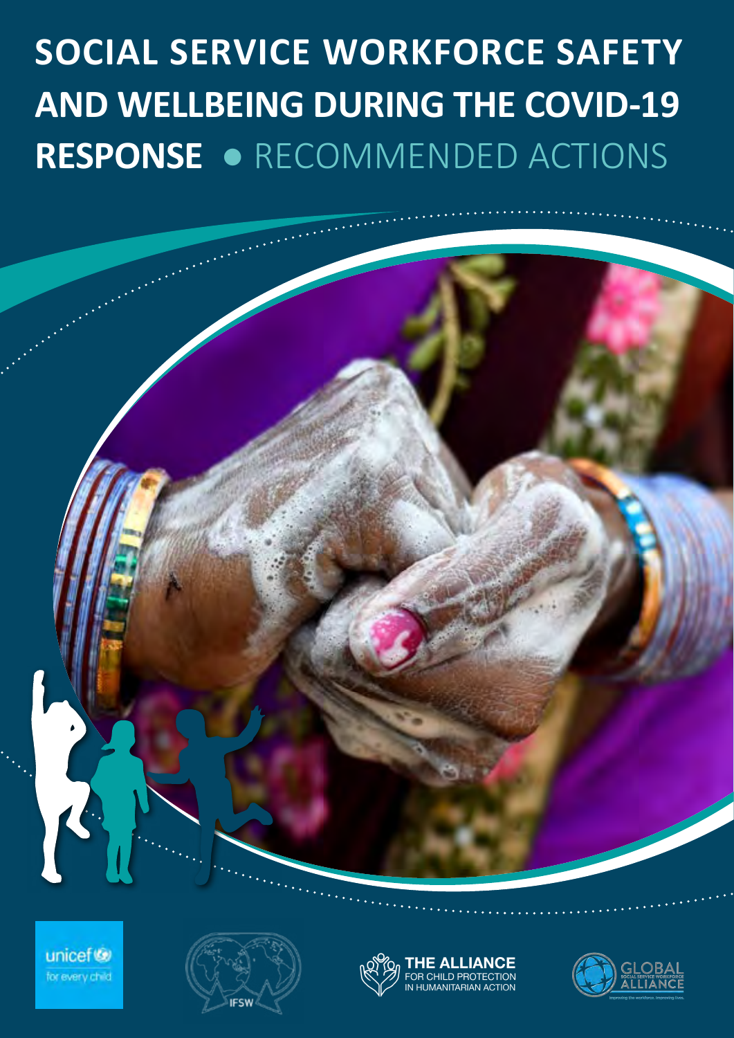# SOCIAL SERVICE WORKFORCE SAFETY AND WELLBEING DURING THE COVID-19 RESPONSE • RECOMMENDED ACTIONS

unicef for every child

IFSW

THE ALLIANCE FOR CHILD PROTECTION IN HUMANITARIAN ACTION

GLOBAL SOCIAL SERVICE WORKFORCE ALLIANCE

Improving the workforce. Improving lives.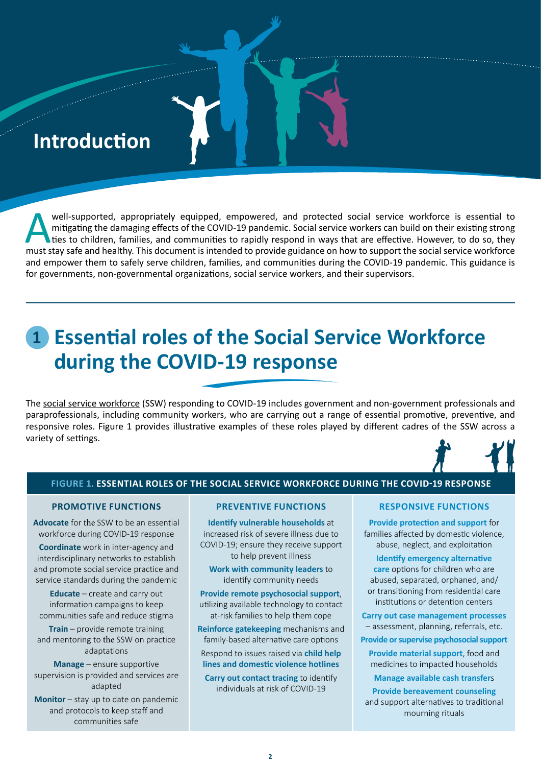# Introduction

A well-supported, appropriately equipped, empowered, and protected social service workforce is essential to mitigating the damaging effects of the COVID-19 pandemic. Social service workers can build on their existing strong ties to children, families, and communities to rapidly respond in ways that are effective. However, to do so, they must stay safe and healthy. This document is intended to provide guidance on how to support the social service workforce and empower them to safely serve children, families, and communities during the COVID-19 pandemic. This guidance is for governments, non-governmental organizations, social service workers, and their supervisors.

## 1 Essential roles of the Social Service Workforce during the COVID-19 response

The social service workforce (SSW) responding to COVID-19 includes government and non-government professionals and paraprofessionals, including community workers, who are carrying out a range of essential promotive, preventive, and responsive roles. Figure 1 provides illustrative examples of these roles played by different cadres of the SSW across a variety of settings.

**FIGURE 1. ESSENTIAL ROLES OF THE SOCIAL SERVICE WORKFORCE DURING THE COVID-19 RESPONSE**

| PROMOTIVE FUNCTIONS | PREVENTIVE FUNCTIONS | RESPONSIVE FUNCTIONS |
|---|---|---|
| **Advocate** for the SSW to be an essential workforce during COVID-19 response | **Identify vulnerable households** at increased risk of severe illness due to COVID-19; ensure they receive support to help prevent illness | **Provide protection and support** for families affected by domestic violence, abuse, neglect, and exploitation |
| **Coordinate** work in inter-agency and interdisciplinary networks to establish and promote social service practice and service standards during the pandemic | **Work with community leaders** to identify community needs | **Identify emergency alternative care** options for children who are abused, separated, orphaned, and/or transitioning from residential care institutions or detention centers |
| **Educate** – create and carry out information campaigns to keep communities safe and reduce stigma | **Provide remote psychosocial support**, utilizing available technology to contact at-risk families to help them cope | **Carry out case management processes** – assessment, planning, referrals, etc. |
| **Train** – provide remote training and mentoring to the SSW on practice adaptations | **Reinforce gatekeeping** mechanisms and family-based alternative care options | **Provide or supervise psychosocial support** |
| **Manage** – ensure supportive supervision is provided and services are adapted | Respond to issues raised via **child help lines and domestic violence hotlines** | **Provide material support**, food and medicines to impacted households |
| **Monitor** – stay up to date on pandemic and protocols to keep staff and communities safe | **Carry out contact tracing** to identify individuals at risk of COVID-19 | **Manage available cash transfers** |
| | | **Provide bereavement counseling** and support alternatives to traditional mourning rituals |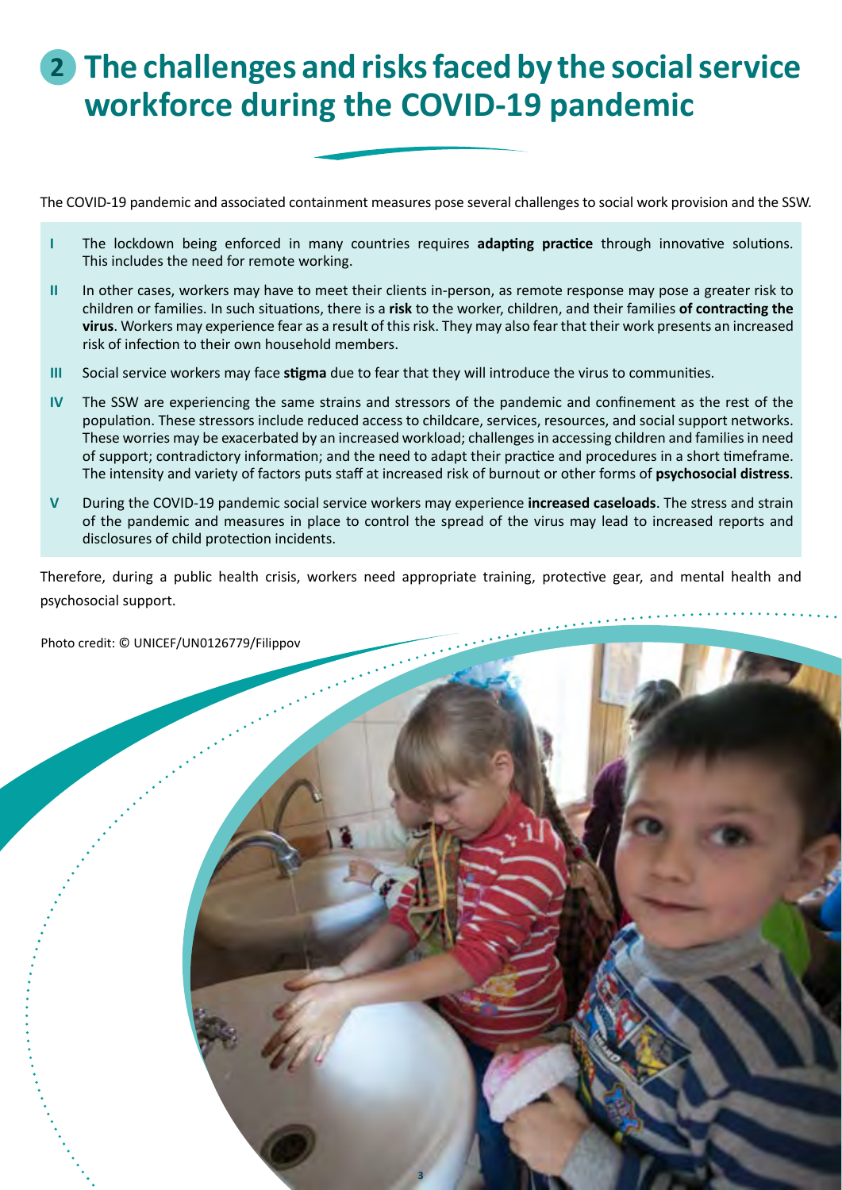# 2 The challenges and risks faced by the social service workforce during the COVID-19 pandemic

The COVID-19 pandemic and associated containment measures pose several challenges to social work provision and the SSW.

- **I** The lockdown being enforced in many countries requires **adapting practice** through innovative solutions. This includes the need for remote working.
- **II** In other cases, workers may have to meet their clients in-person, as remote response may pose a greater risk to children or families. In such situations, there is a **risk** to the worker, children, and their families **of contracting the virus**. Workers may experience fear as a result of this risk. They may also fear that their work presents an increased risk of infection to their own household members.
- **III** Social service workers may face **stigma** due to fear that they will introduce the virus to communities.
- **IV** The SSW are experiencing the same strains and stressors of the pandemic and confinement as the rest of the population. These stressors include reduced access to childcare, services, resources, and social support networks. These worries may be exacerbated by an increased workload; challenges in accessing children and families in need of support; contradictory information; and the need to adapt their practice and procedures in a short timeframe. The intensity and variety of factors puts staff at increased risk of burnout or other forms of **psychosocial distress**.
- **V** During the COVID-19 pandemic social service workers may experience **increased caseloads**. The stress and strain of the pandemic and measures in place to control the spread of the virus may lead to increased reports and disclosures of child protection incidents.

Therefore, during a public health crisis, workers need appropriate training, protective gear, and mental health and psychosocial support.

Photo credit: © UNICEF/UN0126779/Filippov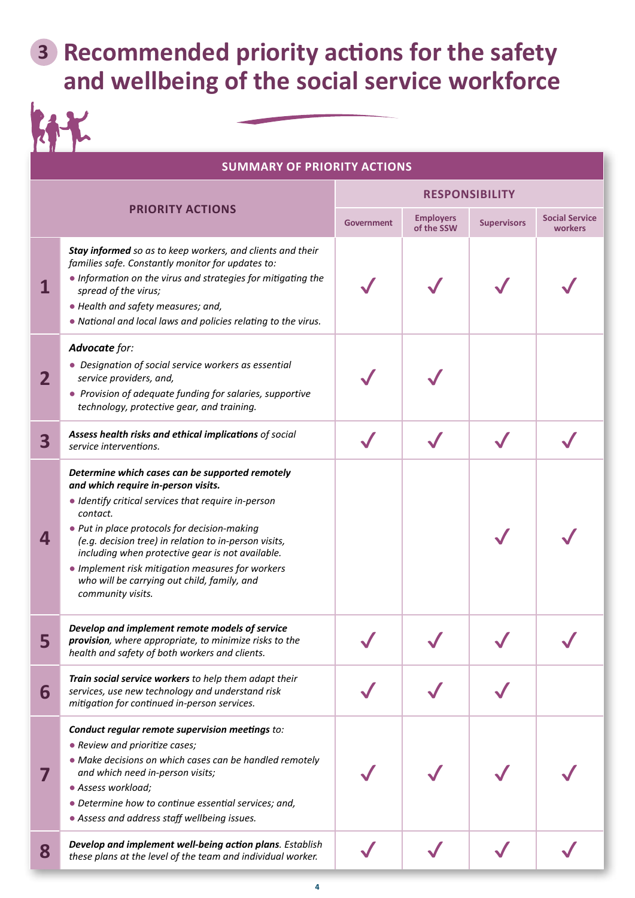# 3 Recommended priority actions for the safety and wellbeing of the social service workforce

| | SUMMARY OF PRIORITY ACTIONS | | | | |
|---|---|---|---|---|---|
| | **PRIORITY ACTIONS** | **RESPONSIBILITY** | | | |
| | | **Government** | **Employers of the SSW** | **Supervisors** | **Social Service workers** |
| **1** | ***Stay informed*** *so as to keep workers, and clients and their families safe. Constantly monitor for updates to:* <br>• *Information on the virus and strategies for mitigating the spread of the virus;* <br>• *Health and safety measures; and,* <br>• *National and local laws and policies relating to the virus.* | ✓ | ✓ | ✓ | ✓ |
| **2** | ***Advocate*** *for:* <br>• *Designation of social service workers as essential service providers, and,* <br>• *Provision of adequate funding for salaries, supportive technology, protective gear, and training.* | ✓ | ✓ | | |
| **3** | ***Assess health risks and ethical implications*** *of social service interventions.* | ✓ | ✓ | ✓ | ✓ |
| **4** | ***Determine which cases can be supported remotely and which require in-person visits.*** <br>• *Identify critical services that require in-person contact.* <br>• *Put in place protocols for decision-making (e.g. decision tree) in relation to in-person visits, including when protective gear is not available.* <br>• *Implement risk mitigation measures for workers who will be carrying out child, family, and community visits.* | | | ✓ | ✓ |
| **5** | ***Develop and implement remote models of service provision****, where appropriate, to minimize risks to the health and safety of both workers and clients.* | ✓ | ✓ | ✓ | ✓ |
| **6** | ***Train social service workers*** *to help them adapt their services, use new technology and understand risk mitigation for continued in-person services.* | ✓ | ✓ | ✓ | |
| **7** | ***Conduct regular remote supervision meetings*** *to:* <br>• *Review and prioritize cases;* <br>• *Make decisions on which cases can be handled remotely and which need in-person visits;* <br>• *Assess workload;* <br>• *Determine how to continue essential services; and,* <br>• *Assess and address staff wellbeing issues.* | ✓ | ✓ | ✓ | ✓ |
| **8** | ***Develop and implement well-being action plans****. Establish these plans at the level of the team and individual worker.* | ✓ | ✓ | ✓ | ✓ |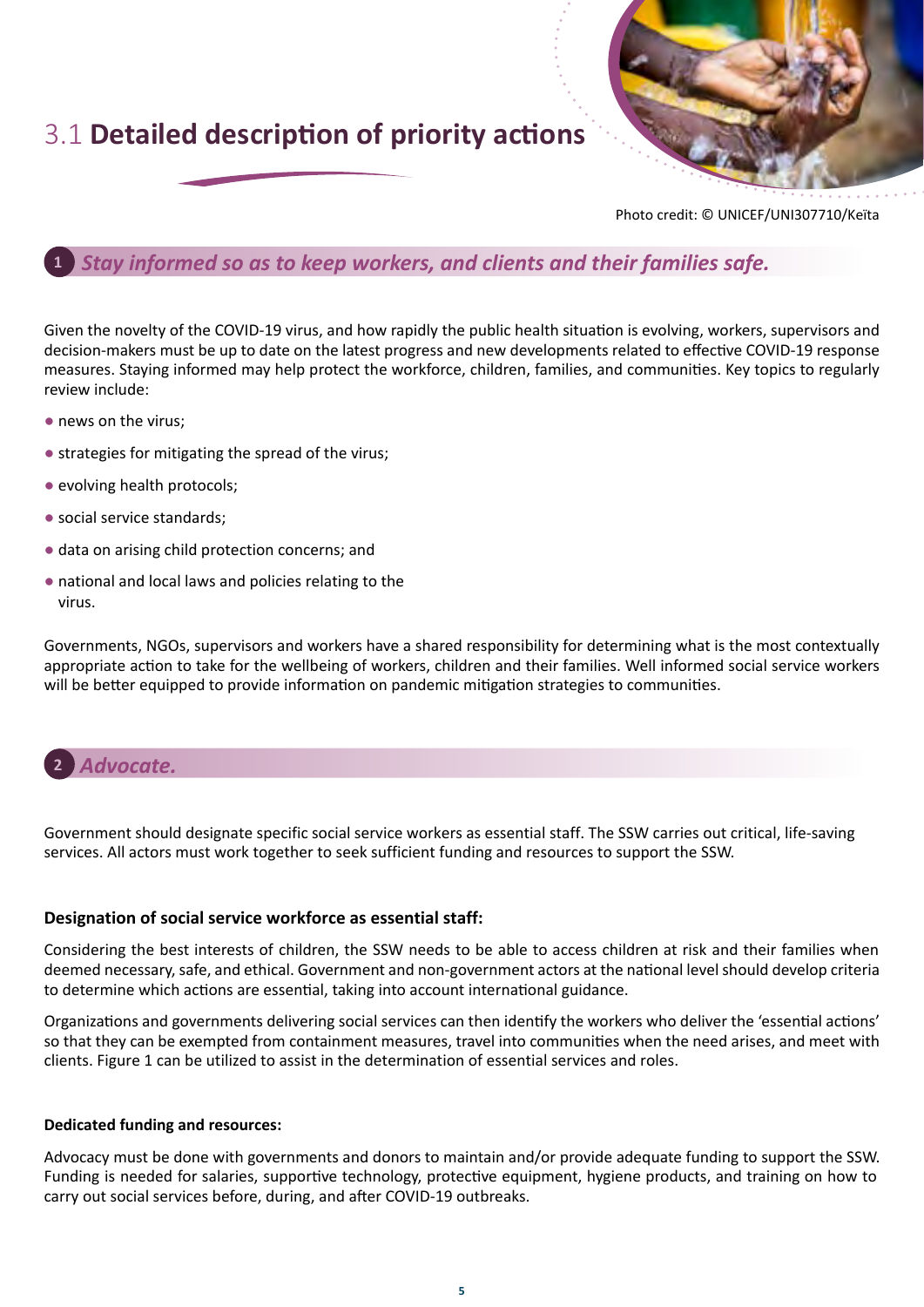# 3.1 Detailed description of priority actions

Photo credit: © UNICEF/UNI307710/Keïta

## 1 *Stay informed so as to keep workers, and clients and their families safe.*

Given the novelty of the COVID-19 virus, and how rapidly the public health situation is evolving, workers, supervisors and decision-makers must be up to date on the latest progress and new developments related to effective COVID-19 response measures. Staying informed may help protect the workforce, children, families, and communities. Key topics to regularly review include:

- news on the virus;
- strategies for mitigating the spread of the virus;
- evolving health protocols;
- social service standards;
- data on arising child protection concerns; and
- national and local laws and policies relating to the virus.

Governments, NGOs, supervisors and workers have a shared responsibility for determining what is the most contextually appropriate action to take for the wellbeing of workers, children and their families. Well informed social service workers will be better equipped to provide information on pandemic mitigation strategies to communities.

## 2 *Advocate.*

Government should designate specific social service workers as essential staff. The SSW carries out critical, life-saving services. All actors must work together to seek sufficient funding and resources to support the SSW.

### Designation of social service workforce as essential staff:

Considering the best interests of children, the SSW needs to be able to access children at risk and their families when deemed necessary, safe, and ethical. Government and non-government actors at the national level should develop criteria to determine which actions are essential, taking into account international guidance.

Organizations and governments delivering social services can then identify the workers who deliver the 'essential actions' so that they can be exempted from containment measures, travel into communities when the need arises, and meet with clients. Figure 1 can be utilized to assist in the determination of essential services and roles.

### Dedicated funding and resources:

Advocacy must be done with governments and donors to maintain and/or provide adequate funding to support the SSW. Funding is needed for salaries, supportive technology, protective equipment, hygiene products, and training on how to carry out social services before, during, and after COVID-19 outbreaks.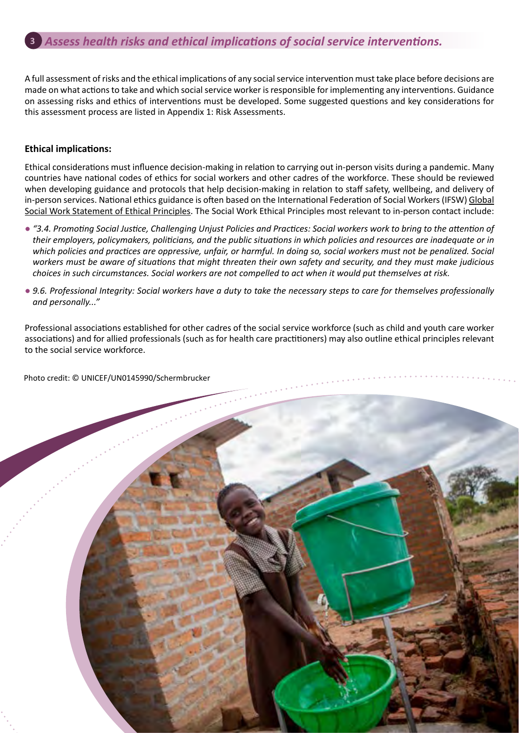## 3 *Assess health risks and ethical implications of social service interventions.*

A full assessment of risks and the ethical implications of any social service intervention must take place before decisions are made on what actions to take and which social service worker is responsible for implementing any interventions. Guidance on assessing risks and ethics of interventions must be developed. Some suggested questions and key considerations for this assessment process are listed in Appendix 1: Risk Assessments.

### Ethical implications:

Ethical considerations must influence decision-making in relation to carrying out in-person visits during a pandemic. Many countries have national codes of ethics for social workers and other cadres of the workforce. These should be reviewed when developing guidance and protocols that help decision-making in relation to staff safety, wellbeing, and delivery of in-person services. National ethics guidance is often based on the International Federation of Social Workers (IFSW) Global Social Work Statement of Ethical Principles. The Social Work Ethical Principles most relevant to in-person contact include:

- *"3.4. Promoting Social Justice, Challenging Unjust Policies and Practices: Social workers work to bring to the attention of their employers, policymakers, politicians, and the public situations in which policies and resources are inadequate or in which policies and practices are oppressive, unfair, or harmful. In doing so, social workers must not be penalized. Social workers must be aware of situations that might threaten their own safety and security, and they must make judicious choices in such circumstances. Social workers are not compelled to act when it would put themselves at risk.*
- *9.6. Professional Integrity: Social workers have a duty to take the necessary steps to care for themselves professionally and personally..."*

Professional associations established for other cadres of the social service workforce (such as child and youth care worker associations) and for allied professionals (such as for health care practitioners) may also outline ethical principles relevant to the social service workforce.

Photo credit: © UNICEF/UN0145990/Schermbrucker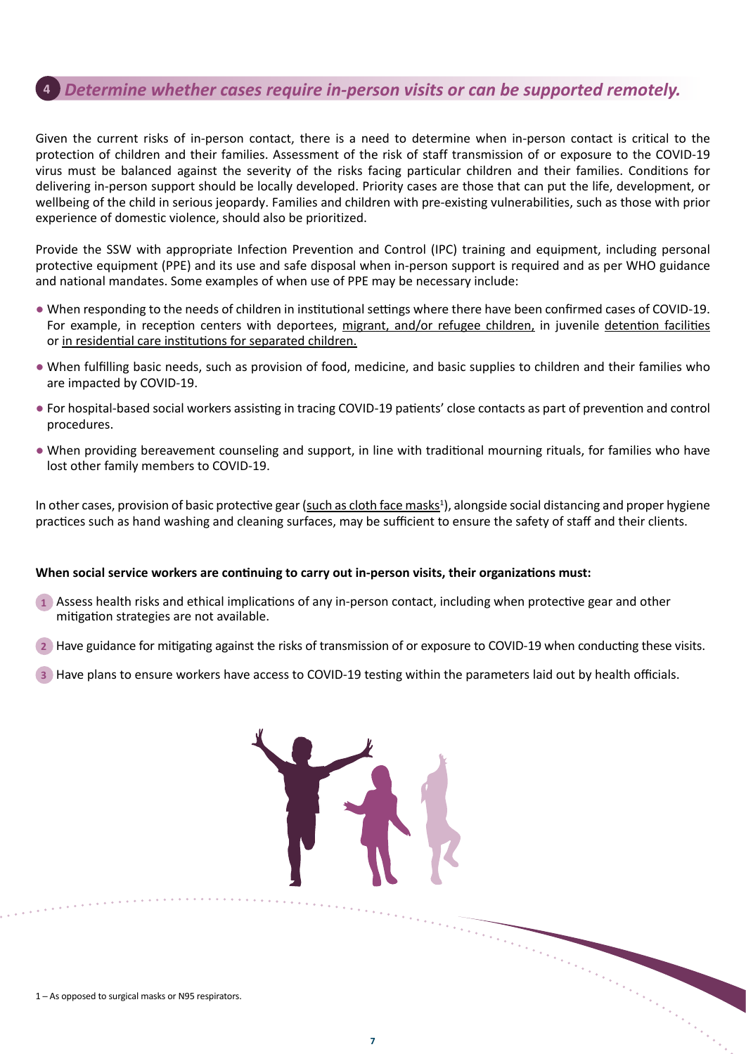## 4 *Determine whether cases require in-person visits or can be supported remotely.*

Given the current risks of in-person contact, there is a need to determine when in-person contact is critical to the protection of children and their families. Assessment of the risk of staff transmission of or exposure to the COVID-19 virus must be balanced against the severity of the risks facing particular children and their families. Conditions for delivering in-person support should be locally developed. Priority cases are those that can put the life, development, or wellbeing of the child in serious jeopardy. Families and children with pre-existing vulnerabilities, such as those with prior experience of domestic violence, should also be prioritized.

Provide the SSW with appropriate Infection Prevention and Control (IPC) training and equipment, including personal protective equipment (PPE) and its use and safe disposal when in-person support is required and as per WHO guidance and national mandates. Some examples of when use of PPE may be necessary include:

- When responding to the needs of children in institutional settings where there have been confirmed cases of COVID-19. For example, in reception centers with deportees, migrant, and/or refugee children, in juvenile detention facilities or in residential care institutions for separated children.
- When fulfilling basic needs, such as provision of food, medicine, and basic supplies to children and their families who are impacted by COVID-19.
- For hospital-based social workers assisting in tracing COVID-19 patients' close contacts as part of prevention and control procedures.
- When providing bereavement counseling and support, in line with traditional mourning rituals, for families who have lost other family members to COVID-19.

In other cases, provision of basic protective gear (such as cloth face masks[1]), alongside social distancing and proper hygiene practices such as hand washing and cleaning surfaces, may be sufficient to ensure the safety of staff and their clients.

**When social service workers are continuing to carry out in-person visits, their organizations must:**

1. Assess health risks and ethical implications of any in-person contact, including when protective gear and other mitigation strategies are not available.
2. Have guidance for mitigating against the risks of transmission of or exposure to COVID-19 when conducting these visits.
3. Have plans to ensure workers have access to COVID-19 testing within the parameters laid out by health officials.

1 – As opposed to surgical masks or N95 respirators.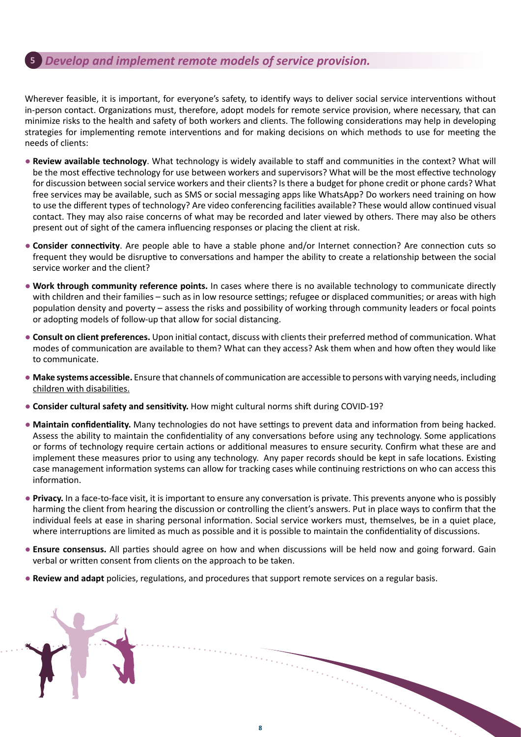## 5 *Develop and implement remote models of service provision.*

Wherever feasible, it is important, for everyone's safety, to identify ways to deliver social service interventions without in-person contact. Organizations must, therefore, adopt models for remote service provision, where necessary, that can minimize risks to the health and safety of both workers and clients. The following considerations may help in developing strategies for implementing remote interventions and for making decisions on which methods to use for meeting the needs of clients:

- **Review available technology**. What technology is widely available to staff and communities in the context? What will be the most effective technology for use between workers and supervisors? What will be the most effective technology for discussion between social service workers and their clients? Is there a budget for phone credit or phone cards? What free services may be available, such as SMS or social messaging apps like WhatsApp? Do workers need training on how to use the different types of technology? Are video conferencing facilities available? These would allow continued visual contact. They may also raise concerns of what may be recorded and later viewed by others. There may also be others present out of sight of the camera influencing responses or placing the client at risk.
- **Consider connectivity**. Are people able to have a stable phone and/or Internet connection? Are connection cuts so frequent they would be disruptive to conversations and hamper the ability to create a relationship between the social service worker and the client?
- **Work through community reference points.** In cases where there is no available technology to communicate directly with children and their families – such as in low resource settings; refugee or displaced communities; or areas with high population density and poverty – assess the risks and possibility of working through community leaders or focal points or adopting models of follow-up that allow for social distancing.
- **Consult on client preferences.** Upon initial contact, discuss with clients their preferred method of communication. What modes of communication are available to them? What can they access? Ask them when and how often they would like to communicate.
- **Make systems accessible.** Ensure that channels of communication are accessible to persons with varying needs, including children with disabilities.
- **Consider cultural safety and sensitivity.** How might cultural norms shift during COVID-19?
- **Maintain confidentiality.** Many technologies do not have settings to prevent data and information from being hacked. Assess the ability to maintain the confidentiality of any conversations before using any technology. Some applications or forms of technology require certain actions or additional measures to ensure security. Confirm what these are and implement these measures prior to using any technology. Any paper records should be kept in safe locations. Existing case management information systems can allow for tracking cases while continuing restrictions on who can access this information.
- **Privacy.** In a face-to-face visit, it is important to ensure any conversation is private. This prevents anyone who is possibly harming the client from hearing the discussion or controlling the client's answers. Put in place ways to confirm that the individual feels at ease in sharing personal information. Social service workers must, themselves, be in a quiet place, where interruptions are limited as much as possible and it is possible to maintain the confidentiality of discussions.
- **Ensure consensus.** All parties should agree on how and when discussions will be held now and going forward. Gain verbal or written consent from clients on the approach to be taken.
- **Review and adapt** policies, regulations, and procedures that support remote services on a regular basis.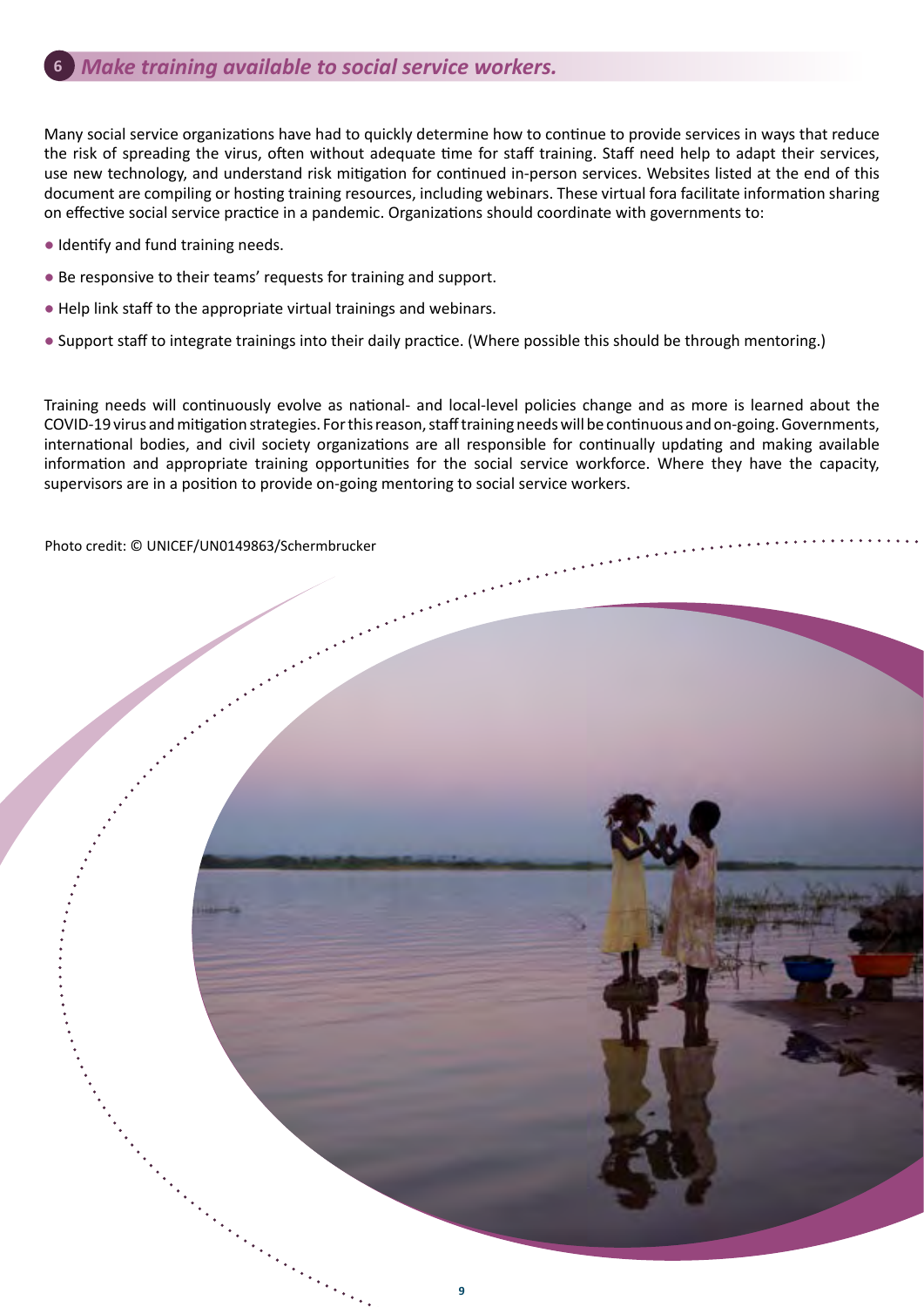## 6 *Make training available to social service workers.*

Many social service organizations have had to quickly determine how to continue to provide services in ways that reduce the risk of spreading the virus, often without adequate time for staff training. Staff need help to adapt their services, use new technology, and understand risk mitigation for continued in-person services. Websites listed at the end of this document are compiling or hosting training resources, including webinars. These virtual fora facilitate information sharing on effective social service practice in a pandemic. Organizations should coordinate with governments to:

- Identify and fund training needs.
- Be responsive to their teams' requests for training and support.
- Help link staff to the appropriate virtual trainings and webinars.
- Support staff to integrate trainings into their daily practice. (Where possible this should be through mentoring.)

Training needs will continuously evolve as national- and local-level policies change and as more is learned about the COVID-19 virus and mitigation strategies. For this reason, staff training needs will be continuous and on-going. Governments, international bodies, and civil society organizations are all responsible for continually updating and making available information and appropriate training opportunities for the social service workforce. Where they have the capacity, supervisors are in a position to provide on-going mentoring to social service workers.

Photo credit: © UNICEF/UN0149863/Schermbrucker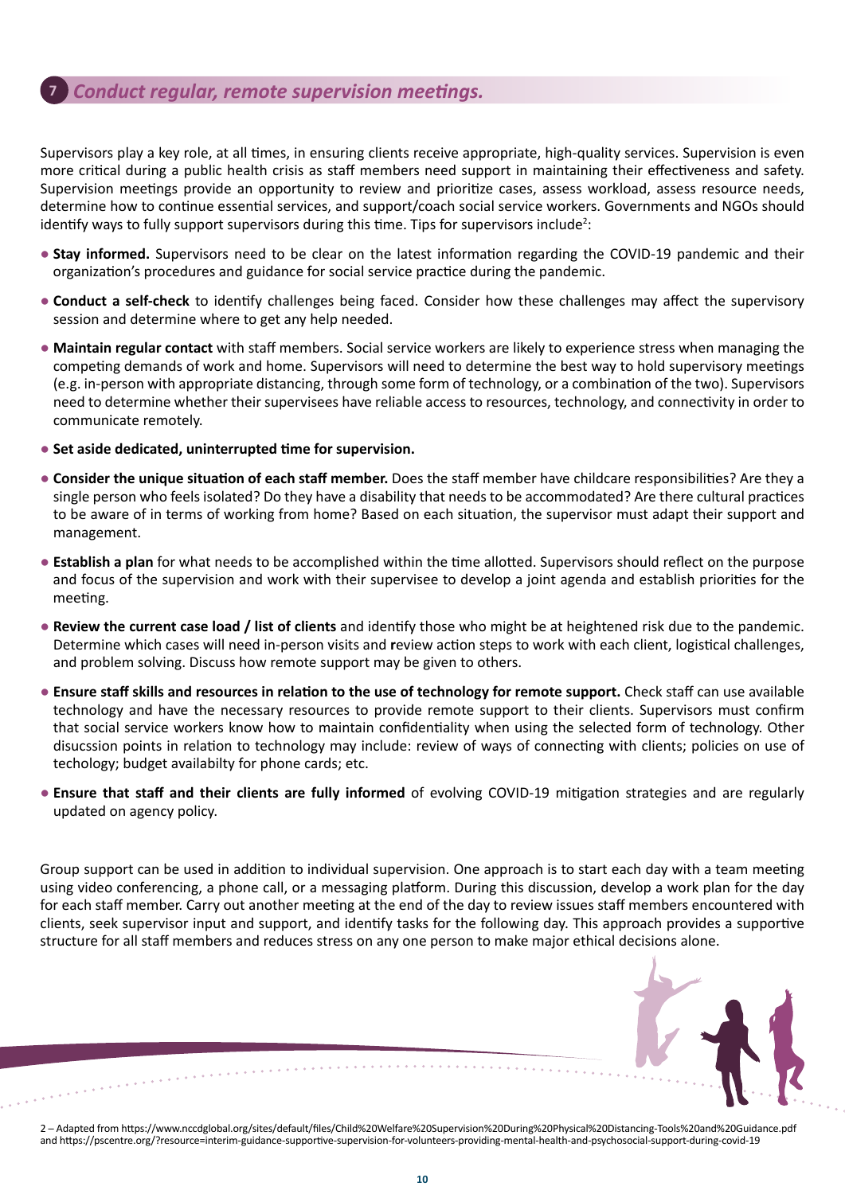## 7 *Conduct regular, remote supervision meetings.*

Supervisors play a key role, at all times, in ensuring clients receive appropriate, high-quality services. Supervision is even more critical during a public health crisis as staff members need support in maintaining their effectiveness and safety. Supervision meetings provide an opportunity to review and prioritize cases, assess workload, assess resource needs, determine how to continue essential services, and support/coach social service workers. Governments and NGOs should identify ways to fully support supervisors during this time. Tips for supervisors include[2]:

- **Stay informed.** Supervisors need to be clear on the latest information regarding the COVID-19 pandemic and their organization's procedures and guidance for social service practice during the pandemic.
- **Conduct a self-check** to identify challenges being faced. Consider how these challenges may affect the supervisory session and determine where to get any help needed.
- **Maintain regular contact** with staff members. Social service workers are likely to experience stress when managing the competing demands of work and home. Supervisors will need to determine the best way to hold supervisory meetings (e.g. in-person with appropriate distancing, through some form of technology, or a combination of the two). Supervisors need to determine whether their supervisees have reliable access to resources, technology, and connectivity in order to communicate remotely.
- **Set aside dedicated, uninterrupted time for supervision.**
- **Consider the unique situation of each staff member.** Does the staff member have childcare responsibilities? Are they a single person who feels isolated? Do they have a disability that needs to be accommodated? Are there cultural practices to be aware of in terms of working from home? Based on each situation, the supervisor must adapt their support and management.
- **Establish a plan** for what needs to be accomplished within the time allotted. Supervisors should reflect on the purpose and focus of the supervision and work with their supervisee to develop a joint agenda and establish priorities for the meeting.
- **Review the current case load / list of clients** and identify those who might be at heightened risk due to the pandemic. Determine which cases will need in-person visits and review action steps to work with each client, logistical challenges, and problem solving. Discuss how remote support may be given to others.
- **Ensure staff skills and resources in relation to the use of technology for remote support.** Check staff can use available technology and have the necessary resources to provide remote support to their clients. Supervisors must confirm that social service workers know how to maintain confidentiality when using the selected form of technology. Other disucssion points in relation to technology may include: review of ways of connecting with clients; policies on use of techology; budget availabilty for phone cards; etc.
- **Ensure that staff and their clients are fully informed** of evolving COVID-19 mitigation strategies and are regularly updated on agency policy.

Group support can be used in addition to individual supervision. One approach is to start each day with a team meeting using video conferencing, a phone call, or a messaging platform. During this discussion, develop a work plan for the day for each staff member. Carry out another meeting at the end of the day to review issues staff members encountered with clients, seek supervisor input and support, and identify tasks for the following day. This approach provides a supportive structure for all staff members and reduces stress on any one person to make major ethical decisions alone.

2 – Adapted from https://www.nccdglobal.org/sites/default/files/Child%20Welfare%20Supervision%20During%20Physical%20Distancing-Tools%20and%20Guidance.pdf and https://pscentre.org/?resource=interim-guidance-supportive-supervision-for-volunteers-providing-mental-health-and-psychosocial-support-during-covid-19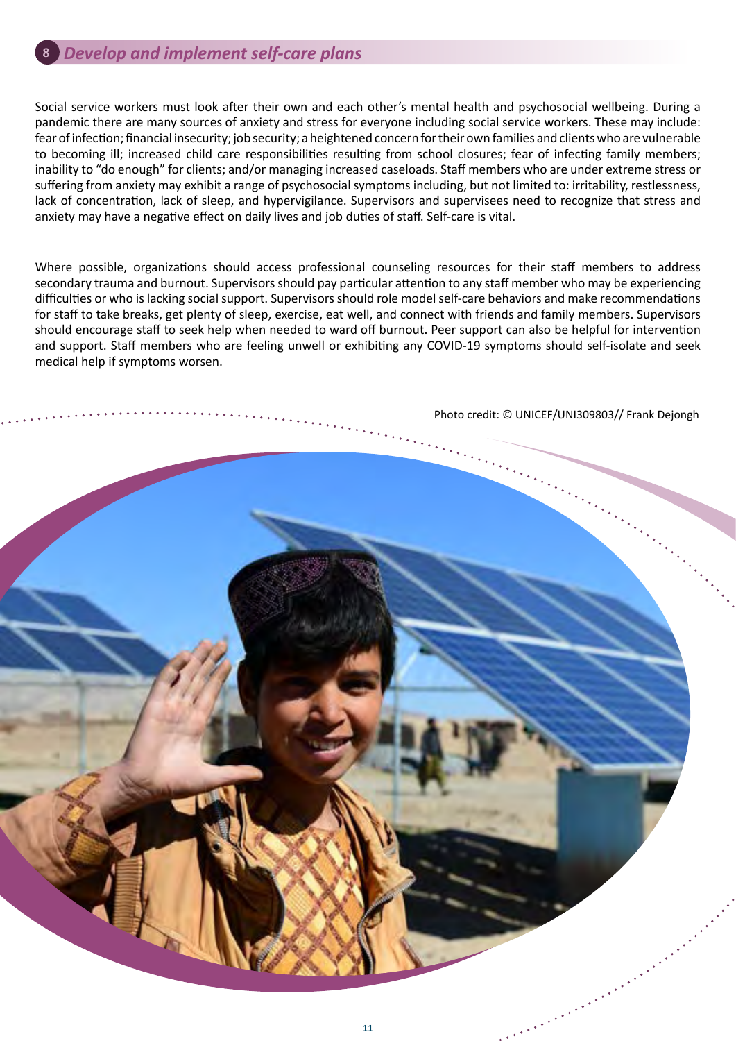## 8 *Develop and implement self-care plans*

Social service workers must look after their own and each other's mental health and psychosocial wellbeing. During a pandemic there are many sources of anxiety and stress for everyone including social service workers. These may include: fear of infection; financial insecurity; job security; a heightened concern for their own families and clients who are vulnerable to becoming ill; increased child care responsibilities resulting from school closures; fear of infecting family members; inability to "do enough" for clients; and/or managing increased caseloads. Staff members who are under extreme stress or suffering from anxiety may exhibit a range of psychosocial symptoms including, but not limited to: irritability, restlessness, lack of concentration, lack of sleep, and hypervigilance. Supervisors and supervisees need to recognize that stress and anxiety may have a negative effect on daily lives and job duties of staff. Self-care is vital.

Where possible, organizations should access professional counseling resources for their staff members to address secondary trauma and burnout. Supervisors should pay particular attention to any staff member who may be experiencing difficulties or who is lacking social support. Supervisors should role model self-care behaviors and make recommendations for staff to take breaks, get plenty of sleep, exercise, eat well, and connect with friends and family members. Supervisors should encourage staff to seek help when needed to ward off burnout. Peer support can also be helpful for intervention and support. Staff members who are feeling unwell or exhibiting any COVID-19 symptoms should self-isolate and seek medical help if symptoms worsen.

Photo credit: © UNICEF/UNI309803// Frank Dejongh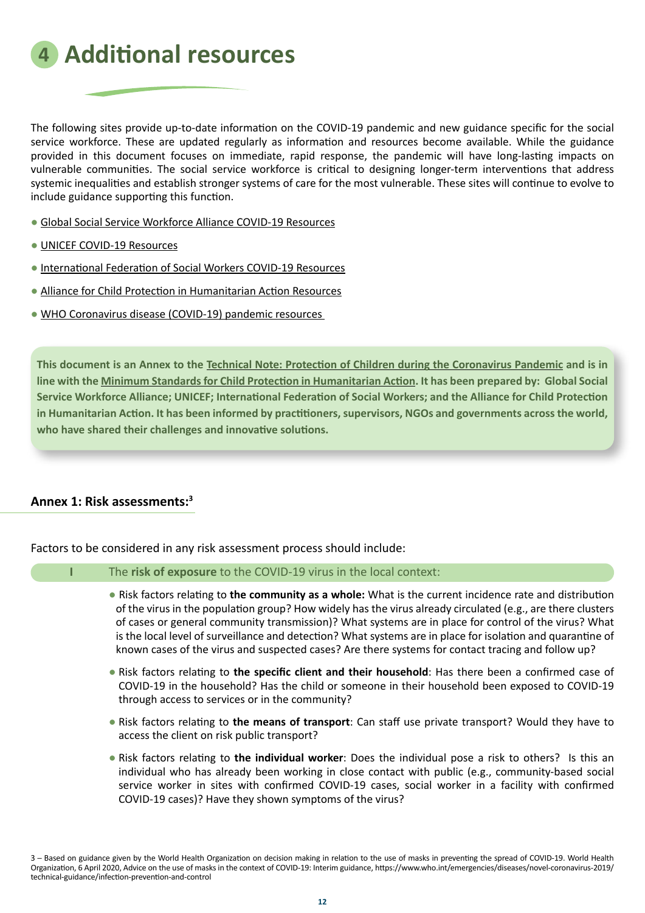# 4 Additional resources

The following sites provide up-to-date information on the COVID-19 pandemic and new guidance specific for the social service workforce. These are updated regularly as information and resources become available. While the guidance provided in this document focuses on immediate, rapid response, the pandemic will have long-lasting impacts on vulnerable communities. The social service workforce is critical to designing longer-term interventions that address systemic inequalities and establish stronger systems of care for the most vulnerable. These sites will continue to evolve to include guidance supporting this function.

- Global Social Service Workforce Alliance COVID-19 Resources
- UNICEF COVID-19 Resources
- International Federation of Social Workers COVID-19 Resources
- Alliance for Child Protection in Humanitarian Action Resources
- WHO Coronavirus disease (COVID-19) pandemic resources

**This document is an Annex to the Technical Note: Protection of Children during the Coronavirus Pandemic and is in line with the Minimum Standards for Child Protection in Humanitarian Action. It has been prepared by: Global Social Service Workforce Alliance; UNICEF; International Federation of Social Workers; and the Alliance for Child Protection in Humanitarian Action. It has been informed by practitioners, supervisors, NGOs and governments across the world, who have shared their challenges and innovative solutions.**

## Annex 1: Risk assessments:[3]

Factors to be considered in any risk assessment process should include:

I The **risk of exposure** to the COVID-19 virus in the local context:

- Risk factors relating to **the community as a whole:** What is the current incidence rate and distribution of the virus in the population group? How widely has the virus already circulated (e.g., are there clusters of cases or general community transmission)? What systems are in place for control of the virus? What is the local level of surveillance and detection? What systems are in place for isolation and quarantine of known cases of the virus and suspected cases? Are there systems for contact tracing and follow up?
- Risk factors relating to **the specific client and their household**: Has there been a confirmed case of COVID-19 in the household? Has the child or someone in their household been exposed to COVID-19 through access to services or in the community?
- Risk factors relating to **the means of transport**: Can staff use private transport? Would they have to access the client on risk public transport?
- Risk factors relating to **the individual worker**: Does the individual pose a risk to others? Is this an individual who has already been working in close contact with public (e.g., community-based social service worker in sites with confirmed COVID-19 cases, social worker in a facility with confirmed COVID-19 cases)? Have they shown symptoms of the virus?

3 – Based on guidance given by the World Health Organization on decision making in relation to the use of masks in preventing the spread of COVID-19. World Health Organization, 6 April 2020, Advice on the use of masks in the context of COVID-19: Interim guidance, https://www.who.int/emergencies/diseases/novel-coronavirus-2019/technical-guidance/infection-prevention-and-control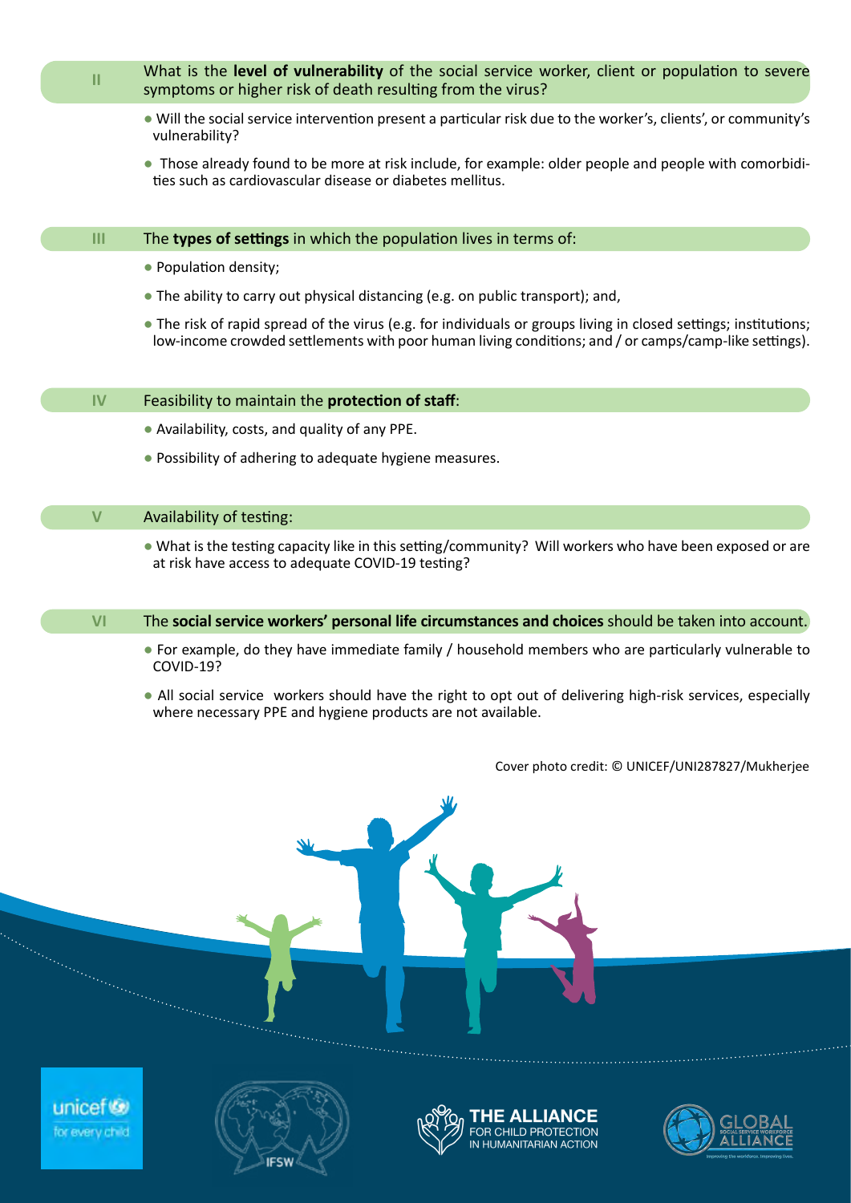II What is the **level of vulnerability** of the social service worker, client or population to severe symptoms or higher risk of death resulting from the virus?

- Will the social service intervention present a particular risk due to the worker's, clients', or community's vulnerability?
- Those already found to be more at risk include, for example: older people and people with comorbidities such as cardiovascular disease or diabetes mellitus.

III The **types of settings** in which the population lives in terms of:

- Population density;
- The ability to carry out physical distancing (e.g. on public transport); and,
- The risk of rapid spread of the virus (e.g. for individuals or groups living in closed settings; institutions; low-income crowded settlements with poor human living conditions; and / or camps/camp-like settings).

IV Feasibility to maintain the **protection of staff**:

- Availability, costs, and quality of any PPE.
- Possibility of adhering to adequate hygiene measures.

V Availability of testing:

- What is the testing capacity like in this setting/community? Will workers who have been exposed or are at risk have access to adequate COVID-19 testing?

VI The **social service workers' personal life circumstances and choices** should be taken into account.

- For example, do they have immediate family / household members who are particularly vulnerable to COVID-19?
- All social service workers should have the right to opt out of delivering high-risk services, especially where necessary PPE and hygiene products are not available.

Cover photo credit: © UNICEF/UNI287827/Mukherjee

unicef for every child

IFSW

THE ALLIANCE FOR CHILD PROTECTION IN HUMANITARIAN ACTION

GLOBAL SOCIAL SERVICE WORKFORCE ALLIANCE